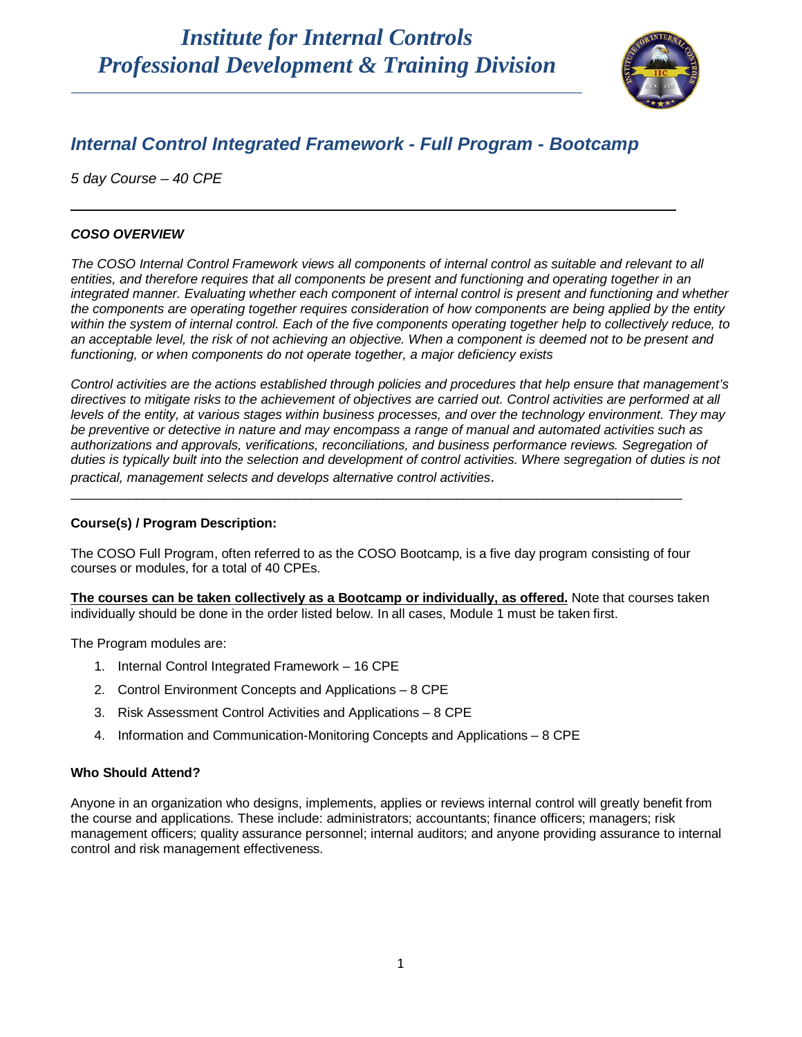# *Institute for Internal Controls*
# *Professional Development & Training Division*

## *Internal Control Integrated Framework - Full Program - Bootcamp*

*5 day Course – 40 CPE*

---

### ***COSO OVERVIEW***

*The COSO Internal Control Framework views all components of internal control as suitable and relevant to all entities, and therefore requires that all components be present and functioning and operating together in an integrated manner. Evaluating whether each component of internal control is present and functioning and whether the components are operating together requires consideration of how components are being applied by the entity within the system of internal control. Each of the five components operating together help to collectively reduce, to an acceptable level, the risk of not achieving an objective. When a component is deemed not to be present and functioning, or when components do not operate together, a major deficiency exists*

*Control activities are the actions established through policies and procedures that help ensure that management's directives to mitigate risks to the achievement of objectives are carried out. Control activities are performed at all levels of the entity, at various stages within business processes, and over the technology environment. They may be preventive or detective in nature and may encompass a range of manual and automated activities such as authorizations and approvals, verifications, reconciliations, and business performance reviews. Segregation of duties is typically built into the selection and development of control activities. Where segregation of duties is not practical, management selects and develops alternative control activities.*

---

### **Course(s) / Program Description:**

The COSO Full Program, often referred to as the COSO Bootcamp, is a five day program consisting of four courses or modules, for a total of 40 CPEs.

<u>**The courses can be taken collectively as a Bootcamp or individually, as offered.**</u> Note that courses taken individually should be done in the order listed below. In all cases, Module 1 must be taken first.

The Program modules are:

1. Internal Control Integrated Framework – 16 CPE
2. Control Environment Concepts and Applications – 8 CPE
3. Risk Assessment Control Activities and Applications – 8 CPE
4. Information and Communication-Monitoring Concepts and Applications – 8 CPE

### **Who Should Attend?**

Anyone in an organization who designs, implements, applies or reviews internal control will greatly benefit from the course and applications. These include: administrators; accountants; finance officers; managers; risk management officers; quality assurance personnel; internal auditors; and anyone providing assurance to internal control and risk management effectiveness.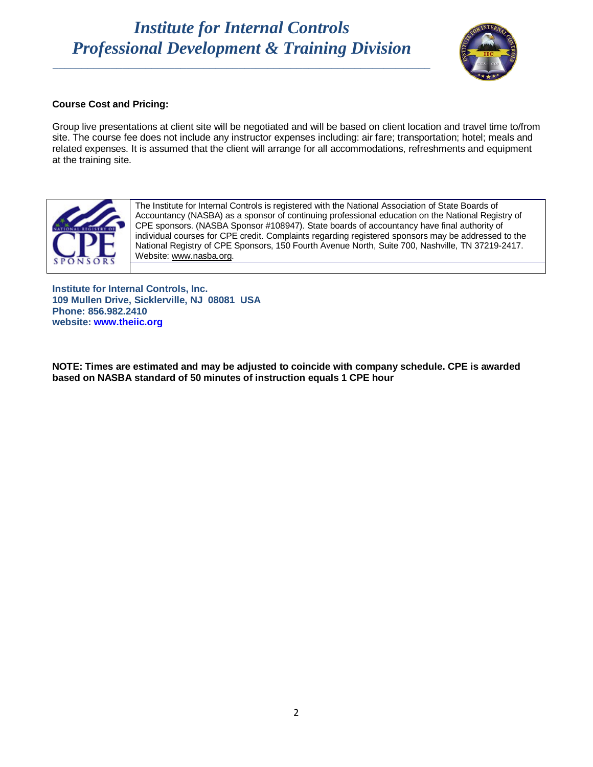**Course Cost and Pricing:**

Group live presentations at client site will be negotiated and will be based on client location and travel time to/from site. The course fee does not include any instructor expenses including: air fare; transportation; hotel; meals and related expenses. It is assumed that the client will arrange for all accommodations, refreshments and equipment at the training site.

The Institute for Internal Controls is registered with the National Association of State Boards of Accountancy (NASBA) as a sponsor of continuing professional education on the National Registry of CPE sponsors. (NASBA Sponsor #108947). State boards of accountancy have final authority of individual courses for CPE credit. Complaints regarding registered sponsors may be addressed to the National Registry of CPE Sponsors, 150 Fourth Avenue North, Suite 700, Nashville, TN 37219-2417. Website: www.nasba.org.

**Institute for Internal Controls, Inc.**
**109 Mullen Drive, Sicklerville, NJ 08081 USA**
**Phone: 856.982.2410**
**website: www.theiic.org**

**NOTE: Times are estimated and may be adjusted to coincide with company schedule. CPE is awarded based on NASBA standard of 50 minutes of instruction equals 1 CPE hour**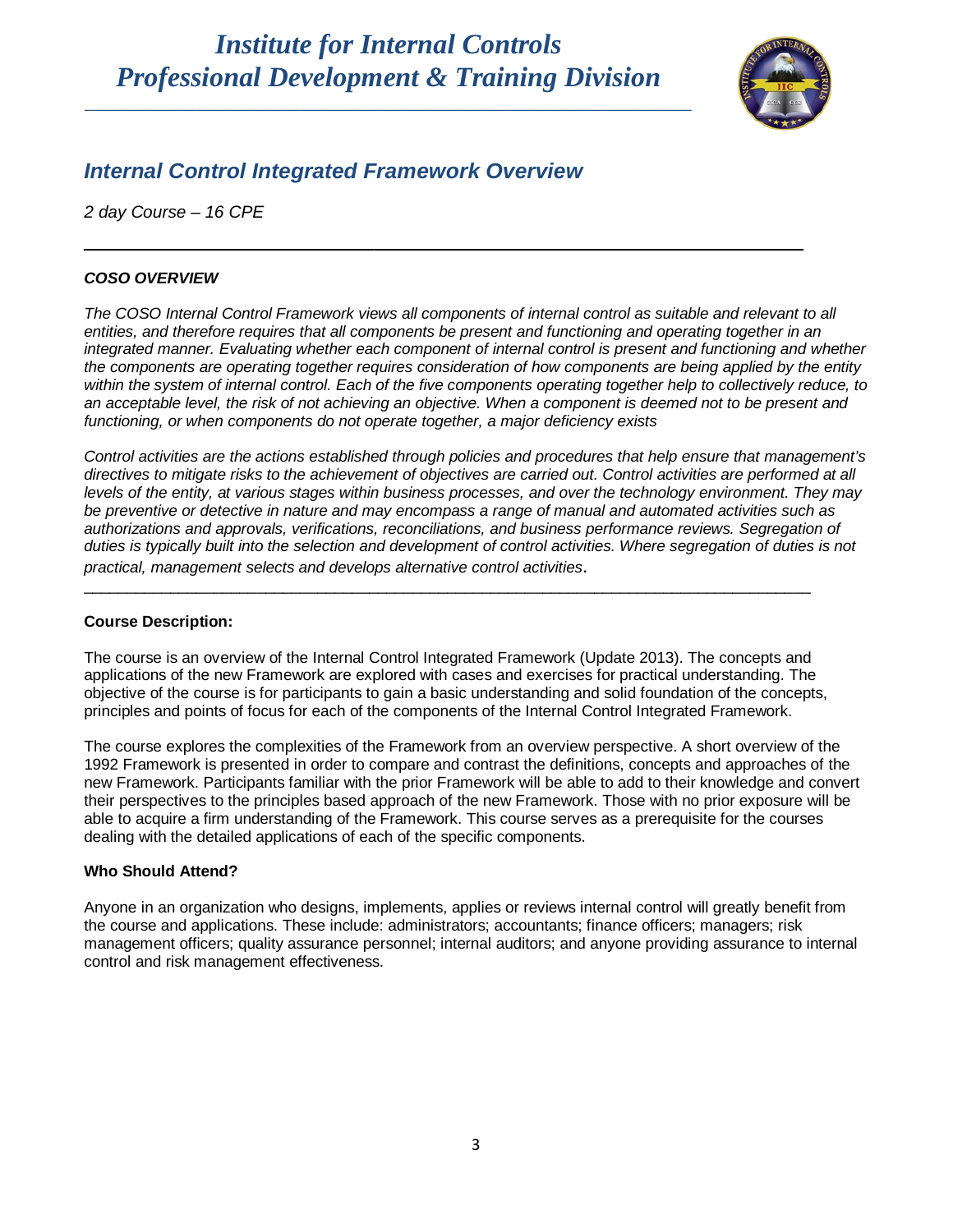# *Institute for Internal Controls*
# *Professional Development & Training Division*

## *Internal Control Integrated Framework Overview*

*2 day Course – 16 CPE*

---

### *COSO OVERVIEW*

*The COSO Internal Control Framework views all components of internal control as suitable and relevant to all entities, and therefore requires that all components be present and functioning and operating together in an integrated manner. Evaluating whether each component of internal control is present and functioning and whether the components are operating together requires consideration of how components are being applied by the entity within the system of internal control. Each of the five components operating together help to collectively reduce, to an acceptable level, the risk of not achieving an objective. When a component is deemed not to be present and functioning, or when components do not operate together, a major deficiency exists*

*Control activities are the actions established through policies and procedures that help ensure that management's directives to mitigate risks to the achievement of objectives are carried out. Control activities are performed at all levels of the entity, at various stages within business processes, and over the technology environment. They may be preventive or detective in nature and may encompass a range of manual and automated activities such as authorizations and approvals, verifications, reconciliations, and business performance reviews. Segregation of duties is typically built into the selection and development of control activities. Where segregation of duties is not practical, management selects and develops alternative control activities.*

---

**Course Description:**

The course is an overview of the Internal Control Integrated Framework (Update 2013). The concepts and applications of the new Framework are explored with cases and exercises for practical understanding. The objective of the course is for participants to gain a basic understanding and solid foundation of the concepts, principles and points of focus for each of the components of the Internal Control Integrated Framework.

The course explores the complexities of the Framework from an overview perspective. A short overview of the 1992 Framework is presented in order to compare and contrast the definitions, concepts and approaches of the new Framework. Participants familiar with the prior Framework will be able to add to their knowledge and convert their perspectives to the principles based approach of the new Framework. Those with no prior exposure will be able to acquire a firm understanding of the Framework. This course serves as a prerequisite for the courses dealing with the detailed applications of each of the specific components.

**Who Should Attend?**

Anyone in an organization who designs, implements, applies or reviews internal control will greatly benefit from the course and applications. These include: administrators; accountants; finance officers; managers; risk management officers; quality assurance personnel; internal auditors; and anyone providing assurance to internal control and risk management effectiveness.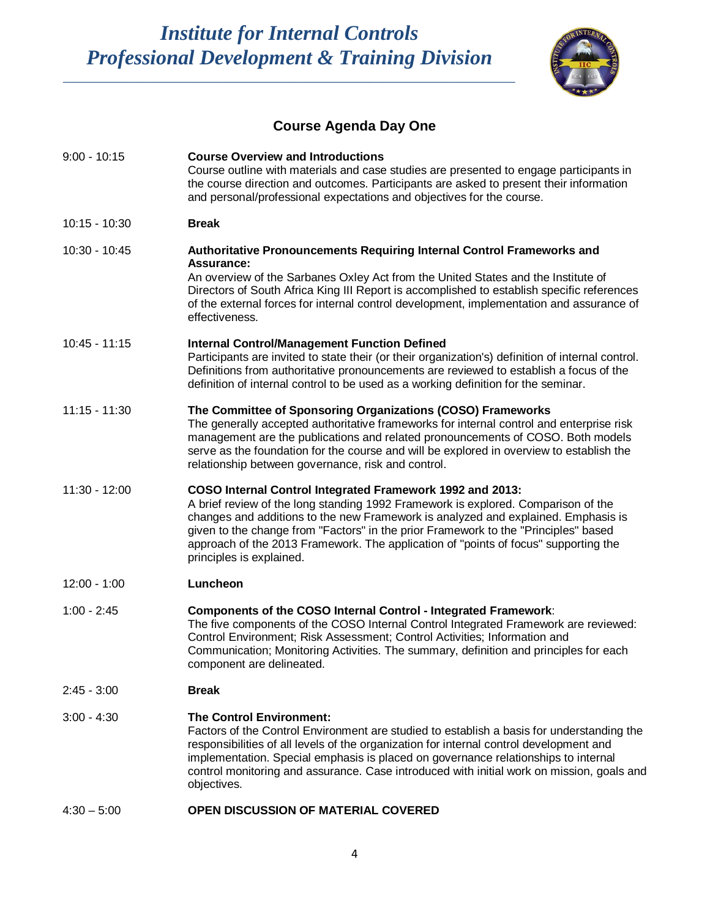# Institute for Internal Controls
## Professional Development & Training Division

### Course Agenda Day One

| | |
|---|---|
| 9:00 - 10:15 | **Course Overview and Introductions**<br>Course outline with materials and case studies are presented to engage participants in the course direction and outcomes. Participants are asked to present their information and personal/professional expectations and objectives for the course. |
| 10:15 - 10:30 | **Break** |
| 10:30 - 10:45 | **Authoritative Pronouncements Requiring Internal Control Frameworks and Assurance:**<br>An overview of the Sarbanes Oxley Act from the United States and the Institute of Directors of South Africa King III Report is accomplished to establish specific references of the external forces for internal control development, implementation and assurance of effectiveness. |
| 10:45 - 11:15 | **Internal Control/Management Function Defined**<br>Participants are invited to state their (or their organization's) definition of internal control. Definitions from authoritative pronouncements are reviewed to establish a focus of the definition of internal control to be used as a working definition for the seminar. |
| 11:15 - 11:30 | **The Committee of Sponsoring Organizations (COSO) Frameworks**<br>The generally accepted authoritative frameworks for internal control and enterprise risk management are the publications and related pronouncements of COSO. Both models serve as the foundation for the course and will be explored in overview to establish the relationship between governance, risk and control. |
| 11:30 - 12:00 | **COSO Internal Control Integrated Framework 1992 and 2013:**<br>A brief review of the long standing 1992 Framework is explored. Comparison of the changes and additions to the new Framework is analyzed and explained. Emphasis is given to the change from "Factors" in the prior Framework to the "Principles" based approach of the 2013 Framework. The application of "points of focus" supporting the principles is explained. |
| 12:00 - 1:00 | **Luncheon** |
| 1:00 - 2:45 | **Components of the COSO Internal Control - Integrated Framework**:<br>The five components of the COSO Internal Control Integrated Framework are reviewed: Control Environment; Risk Assessment; Control Activities; Information and Communication; Monitoring Activities. The summary, definition and principles for each component are delineated. |
| 2:45 - 3:00 | **Break** |
| 3:00 - 4:30 | **The Control Environment:**<br>Factors of the Control Environment are studied to establish a basis for understanding the responsibilities of all levels of the organization for internal control development and implementation. Special emphasis is placed on governance relationships to internal control monitoring and assurance. Case introduced with initial work on mission, goals and objectives. |
| 4:30 – 5:00 | **OPEN DISCUSSION OF MATERIAL COVERED** |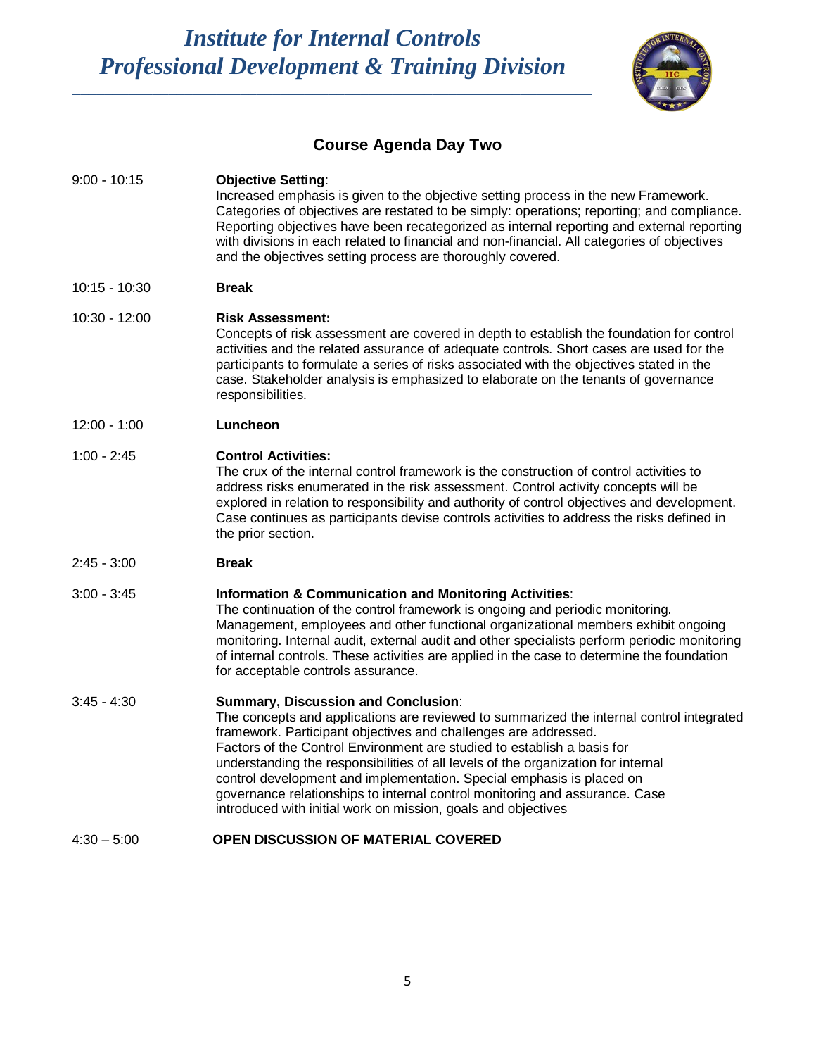# Institute for Internal Controls
# Professional Development & Training Division

## Course Agenda Day Two

9:00 - 10:15 **Objective Setting**:
Increased emphasis is given to the objective setting process in the new Framework. Categories of objectives are restated to be simply: operations; reporting; and compliance. Reporting objectives have been recategorized as internal reporting and external reporting with divisions in each related to financial and non-financial. All categories of objectives and the objectives setting process are thoroughly covered.

10:15 - 10:30 **Break**

10:30 - 12:00 **Risk Assessment:**
Concepts of risk assessment are covered in depth to establish the foundation for control activities and the related assurance of adequate controls. Short cases are used for the participants to formulate a series of risks associated with the objectives stated in the case. Stakeholder analysis is emphasized to elaborate on the tenants of governance responsibilities.

12:00 - 1:00 **Luncheon**

1:00 - 2:45 **Control Activities:**
The crux of the internal control framework is the construction of control activities to address risks enumerated in the risk assessment. Control activity concepts will be explored in relation to responsibility and authority of control objectives and development. Case continues as participants devise controls activities to address the risks defined in the prior section.

2:45 - 3:00 **Break**

3:00 - 3:45 **Information & Communication and Monitoring Activities**:
The continuation of the control framework is ongoing and periodic monitoring. Management, employees and other functional organizational members exhibit ongoing monitoring. Internal audit, external audit and other specialists perform periodic monitoring of internal controls. These activities are applied in the case to determine the foundation for acceptable controls assurance.

3:45 - 4:30 **Summary, Discussion and Conclusion**:
The concepts and applications are reviewed to summarized the internal control integrated framework. Participant objectives and challenges are addressed.
Factors of the Control Environment are studied to establish a basis for understanding the responsibilities of all levels of the organization for internal control development and implementation. Special emphasis is placed on governance relationships to internal control monitoring and assurance. Case introduced with initial work on mission, goals and objectives

4:30 – 5:00 **OPEN DISCUSSION OF MATERIAL COVERED**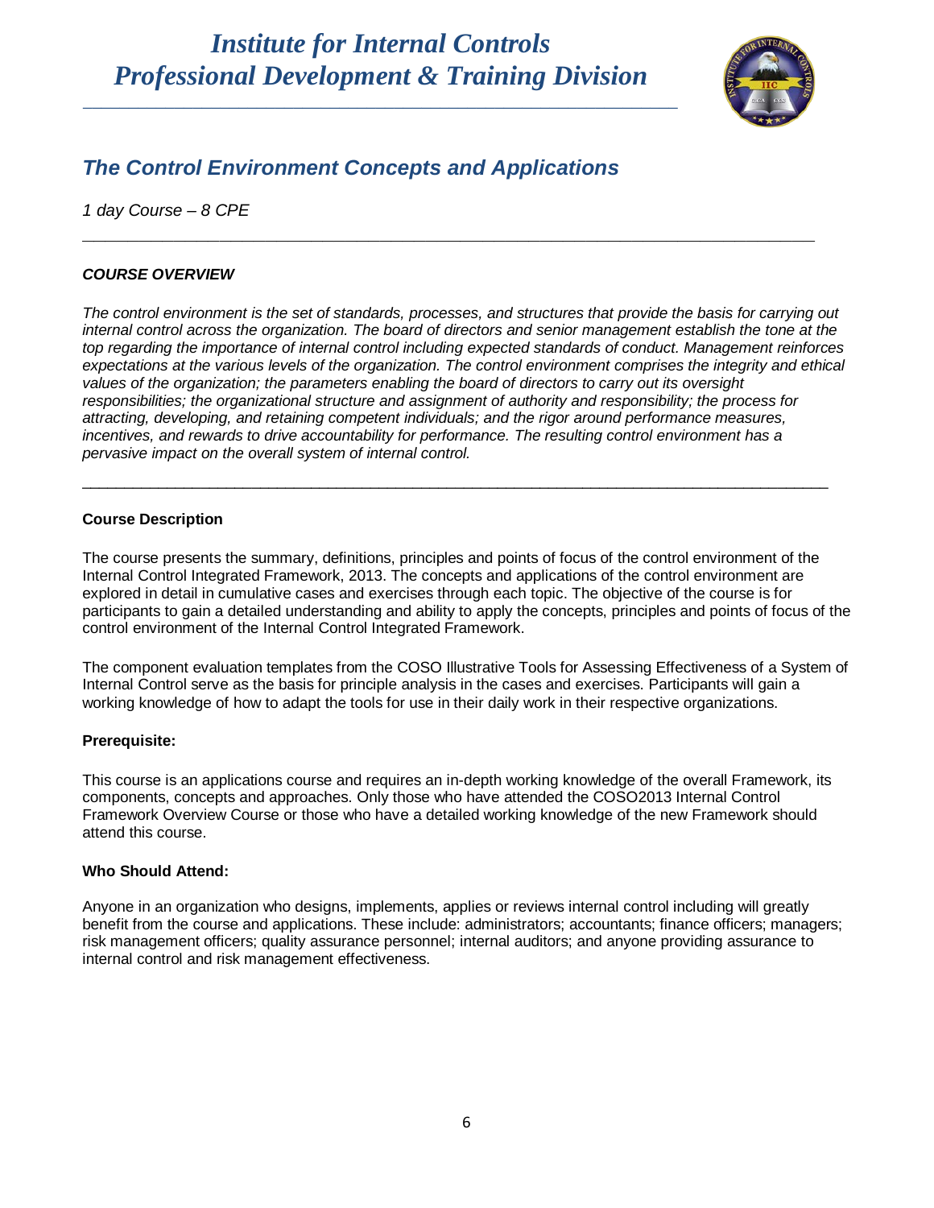# Institute for Internal Controls
# Professional Development & Training Division

## *The Control Environment Concepts and Applications*

*1 day Course – 8 CPE*

---

### *COURSE OVERVIEW*

*The control environment is the set of standards, processes, and structures that provide the basis for carrying out internal control across the organization. The board of directors and senior management establish the tone at the top regarding the importance of internal control including expected standards of conduct. Management reinforces expectations at the various levels of the organization. The control environment comprises the integrity and ethical values of the organization; the parameters enabling the board of directors to carry out its oversight responsibilities; the organizational structure and assignment of authority and responsibility; the process for attracting, developing, and retaining competent individuals; and the rigor around performance measures, incentives, and rewards to drive accountability for performance. The resulting control environment has a pervasive impact on the overall system of internal control.*

---

**Course Description**

The course presents the summary, definitions, principles and points of focus of the control environment of the Internal Control Integrated Framework, 2013. The concepts and applications of the control environment are explored in detail in cumulative cases and exercises through each topic. The objective of the course is for participants to gain a detailed understanding and ability to apply the concepts, principles and points of focus of the control environment of the Internal Control Integrated Framework.

The component evaluation templates from the COSO Illustrative Tools for Assessing Effectiveness of a System of Internal Control serve as the basis for principle analysis in the cases and exercises. Participants will gain a working knowledge of how to adapt the tools for use in their daily work in their respective organizations.

**Prerequisite:**

This course is an applications course and requires an in-depth working knowledge of the overall Framework, its components, concepts and approaches. Only those who have attended the COSO2013 Internal Control Framework Overview Course or those who have a detailed working knowledge of the new Framework should attend this course.

**Who Should Attend:**

Anyone in an organization who designs, implements, applies or reviews internal control including will greatly benefit from the course and applications. These include: administrators; accountants; finance officers; managers; risk management officers; quality assurance personnel; internal auditors; and anyone providing assurance to internal control and risk management effectiveness.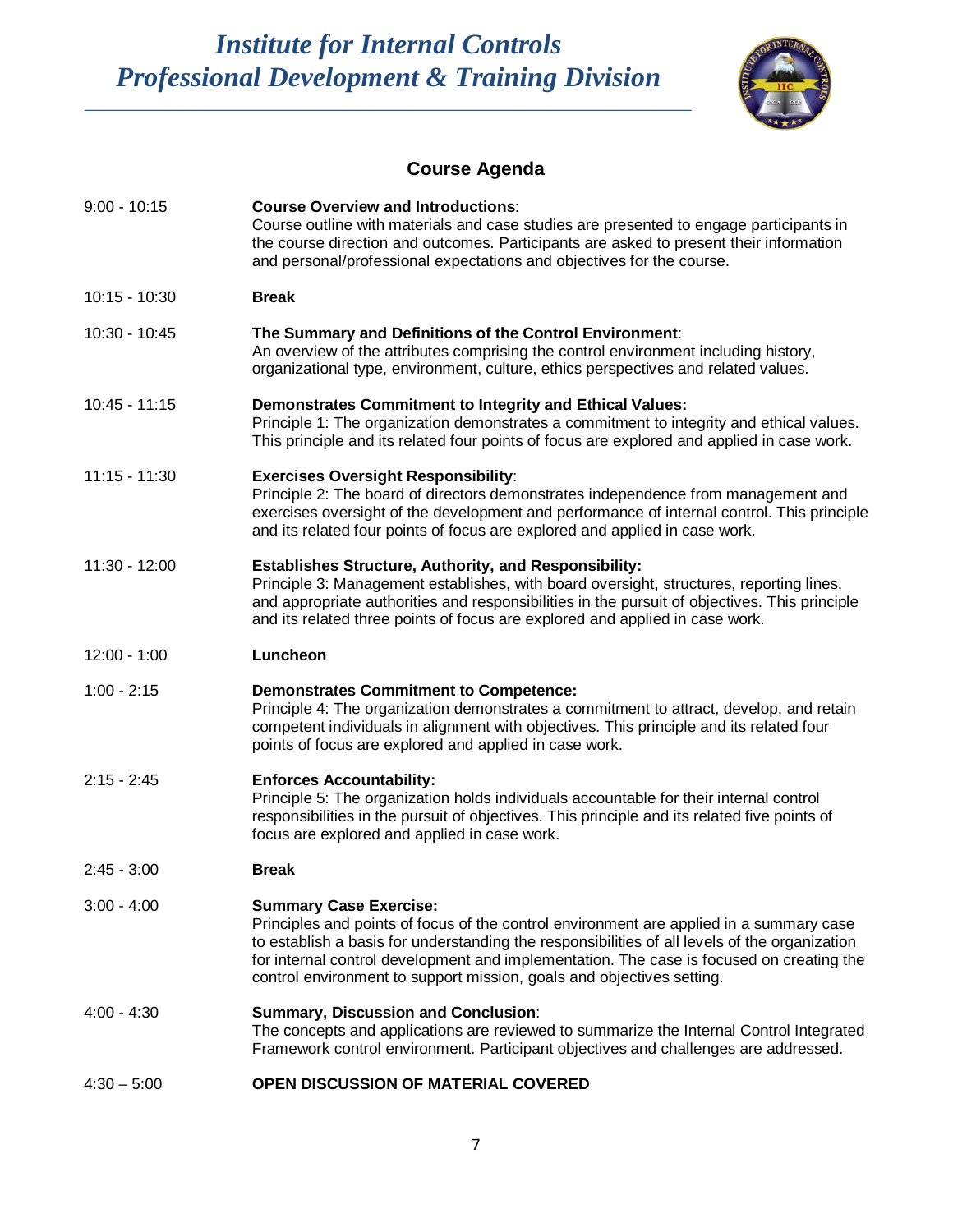# *Institute for Internal Controls*
# *Professional Development & Training Division*

## Course Agenda

| | |
|---|---|
| 9:00 - 10:15 | **Course Overview and Introductions**:<br>Course outline with materials and case studies are presented to engage participants in the course direction and outcomes. Participants are asked to present their information and personal/professional expectations and objectives for the course. |
| 10:15 - 10:30 | **Break** |
| 10:30 - 10:45 | **The Summary and Definitions of the Control Environment**:<br>An overview of the attributes comprising the control environment including history, organizational type, environment, culture, ethics perspectives and related values. |
| 10:45 - 11:15 | **Demonstrates Commitment to Integrity and Ethical Values:**<br>Principle 1: The organization demonstrates a commitment to integrity and ethical values. This principle and its related four points of focus are explored and applied in case work. |
| 11:15 - 11:30 | **Exercises Oversight Responsibility**:<br>Principle 2: The board of directors demonstrates independence from management and exercises oversight of the development and performance of internal control. This principle and its related four points of focus are explored and applied in case work. |
| 11:30 - 12:00 | **Establishes Structure, Authority, and Responsibility:**<br>Principle 3: Management establishes, with board oversight, structures, reporting lines, and appropriate authorities and responsibilities in the pursuit of objectives. This principle and its related three points of focus are explored and applied in case work. |
| 12:00 - 1:00 | **Luncheon** |
| 1:00 - 2:15 | **Demonstrates Commitment to Competence:**<br>Principle 4: The organization demonstrates a commitment to attract, develop, and retain competent individuals in alignment with objectives. This principle and its related four points of focus are explored and applied in case work. |
| 2:15 - 2:45 | **Enforces Accountability:**<br>Principle 5: The organization holds individuals accountable for their internal control responsibilities in the pursuit of objectives. This principle and its related five points of focus are explored and applied in case work. |
| 2:45 - 3:00 | **Break** |
| 3:00 - 4:00 | **Summary Case Exercise:**<br>Principles and points of focus of the control environment are applied in a summary case to establish a basis for understanding the responsibilities of all levels of the organization for internal control development and implementation. The case is focused on creating the control environment to support mission, goals and objectives setting. |
| 4:00 - 4:30 | **Summary, Discussion and Conclusion**:<br>The concepts and applications are reviewed to summarize the Internal Control Integrated Framework control environment. Participant objectives and challenges are addressed. |
| 4:30 – 5:00 | **OPEN DISCUSSION OF MATERIAL COVERED** |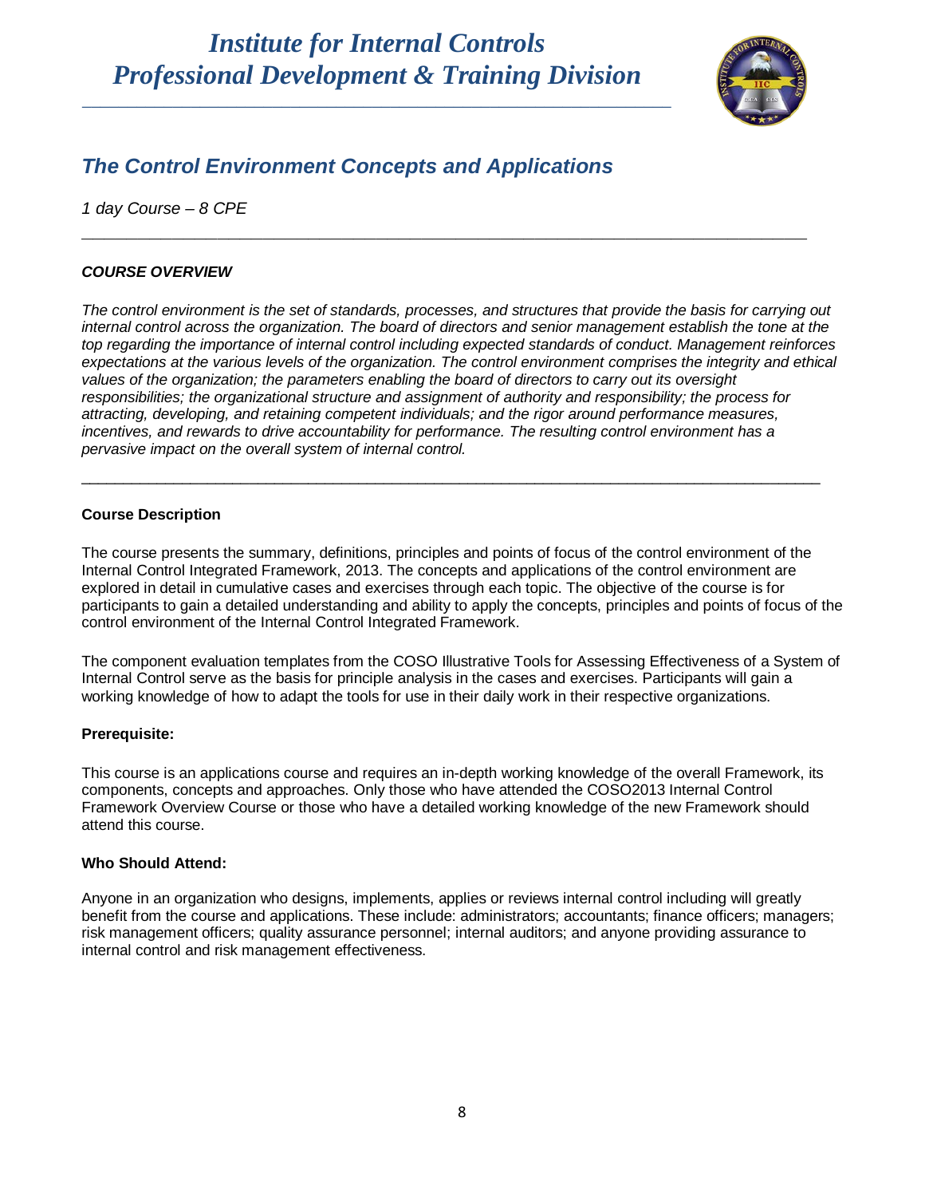# Institute for Internal Controls
# Professional Development & Training Division

## *The Control Environment Concepts and Applications*

*1 day Course – 8 CPE*

---

### *COURSE OVERVIEW*

*The control environment is the set of standards, processes, and structures that provide the basis for carrying out internal control across the organization. The board of directors and senior management establish the tone at the top regarding the importance of internal control including expected standards of conduct. Management reinforces expectations at the various levels of the organization. The control environment comprises the integrity and ethical values of the organization; the parameters enabling the board of directors to carry out its oversight responsibilities; the organizational structure and assignment of authority and responsibility; the process for attracting, developing, and retaining competent individuals; and the rigor around performance measures, incentives, and rewards to drive accountability for performance. The resulting control environment has a pervasive impact on the overall system of internal control.*

---

**Course Description**

The course presents the summary, definitions, principles and points of focus of the control environment of the Internal Control Integrated Framework, 2013. The concepts and applications of the control environment are explored in detail in cumulative cases and exercises through each topic. The objective of the course is for participants to gain a detailed understanding and ability to apply the concepts, principles and points of focus of the control environment of the Internal Control Integrated Framework.

The component evaluation templates from the COSO Illustrative Tools for Assessing Effectiveness of a System of Internal Control serve as the basis for principle analysis in the cases and exercises. Participants will gain a working knowledge of how to adapt the tools for use in their daily work in their respective organizations.

**Prerequisite:**

This course is an applications course and requires an in-depth working knowledge of the overall Framework, its components, concepts and approaches. Only those who have attended the COSO2013 Internal Control Framework Overview Course or those who have a detailed working knowledge of the new Framework should attend this course.

**Who Should Attend:**

Anyone in an organization who designs, implements, applies or reviews internal control including will greatly benefit from the course and applications. These include: administrators; accountants; finance officers; managers; risk management officers; quality assurance personnel; internal auditors; and anyone providing assurance to internal control and risk management effectiveness.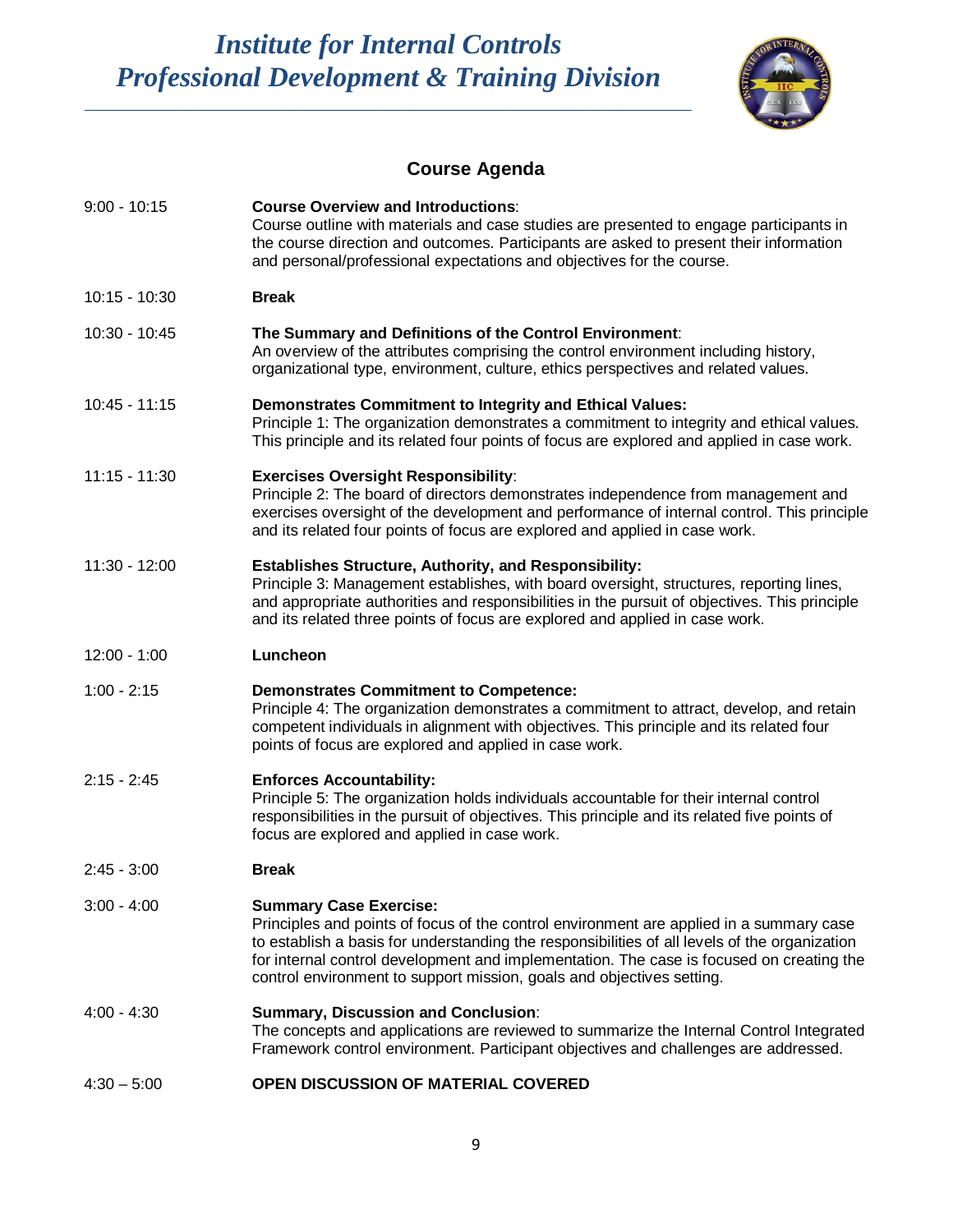# Institute for Internal Controls
# Professional Development & Training Division

## Course Agenda

| Time | Session |
|---|---|
| 9:00 - 10:15 | **Course Overview and Introductions**: Course outline with materials and case studies are presented to engage participants in the course direction and outcomes. Participants are asked to present their information and personal/professional expectations and objectives for the course. |
| 10:15 - 10:30 | **Break** |
| 10:30 - 10:45 | **The Summary and Definitions of the Control Environment**: An overview of the attributes comprising the control environment including history, organizational type, environment, culture, ethics perspectives and related values. |
| 10:45 - 11:15 | **Demonstrates Commitment to Integrity and Ethical Values:** Principle 1: The organization demonstrates a commitment to integrity and ethical values. This principle and its related four points of focus are explored and applied in case work. |
| 11:15 - 11:30 | **Exercises Oversight Responsibility**: Principle 2: The board of directors demonstrates independence from management and exercises oversight of the development and performance of internal control. This principle and its related four points of focus are explored and applied in case work. |
| 11:30 - 12:00 | **Establishes Structure, Authority, and Responsibility:** Principle 3: Management establishes, with board oversight, structures, reporting lines, and appropriate authorities and responsibilities in the pursuit of objectives. This principle and its related three points of focus are explored and applied in case work. |
| 12:00 - 1:00 | **Luncheon** |
| 1:00 - 2:15 | **Demonstrates Commitment to Competence:** Principle 4: The organization demonstrates a commitment to attract, develop, and retain competent individuals in alignment with objectives. This principle and its related four points of focus are explored and applied in case work. |
| 2:15 - 2:45 | **Enforces Accountability:** Principle 5: The organization holds individuals accountable for their internal control responsibilities in the pursuit of objectives. This principle and its related five points of focus are explored and applied in case work. |
| 2:45 - 3:00 | **Break** |
| 3:00 - 4:00 | **Summary Case Exercise:** Principles and points of focus of the control environment are applied in a summary case to establish a basis for understanding the responsibilities of all levels of the organization for internal control development and implementation. The case is focused on creating the control environment to support mission, goals and objectives setting. |
| 4:00 - 4:30 | **Summary, Discussion and Conclusion**: The concepts and applications are reviewed to summarize the Internal Control Integrated Framework control environment. Participant objectives and challenges are addressed. |
| 4:30 – 5:00 | **OPEN DISCUSSION OF MATERIAL COVERED** |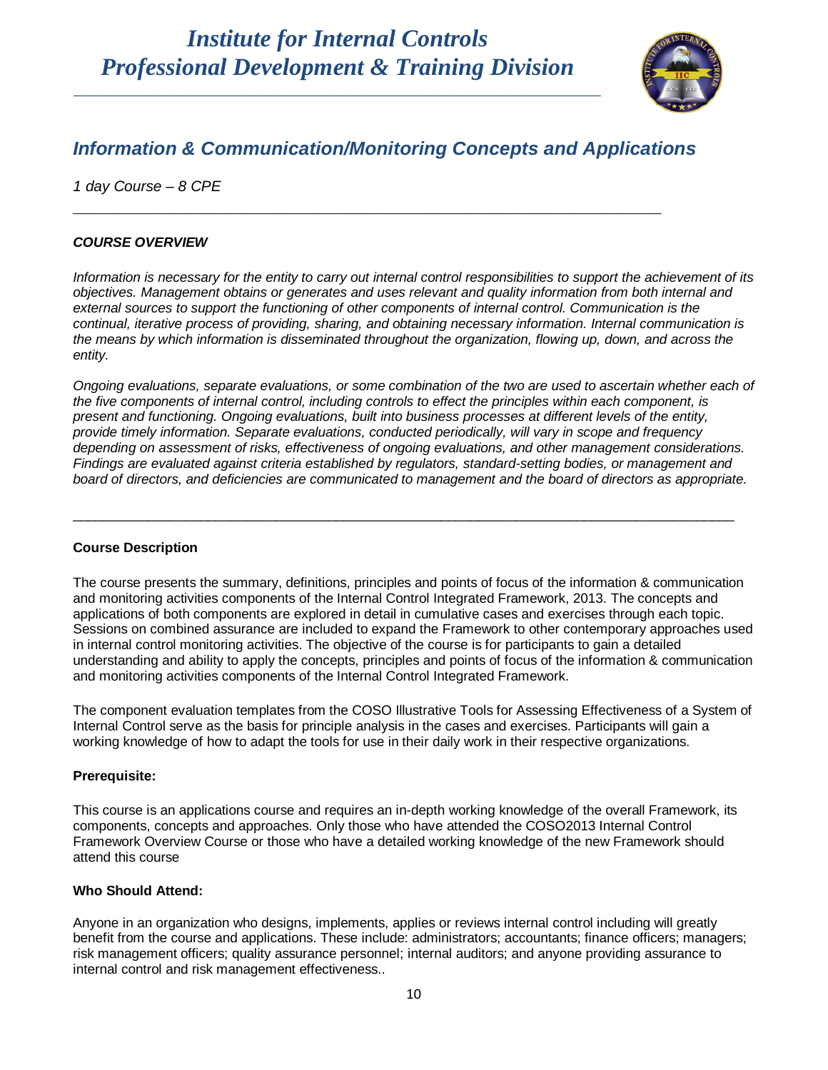# Institute for Internal Controls
# Professional Development & Training Division

## *Information & Communication/Monitoring Concepts and Applications*

*1 day Course – 8 CPE*

---

### *COURSE OVERVIEW*

*Information is necessary for the entity to carry out internal control responsibilities to support the achievement of its objectives. Management obtains or generates and uses relevant and quality information from both internal and external sources to support the functioning of other components of internal control. Communication is the continual, iterative process of providing, sharing, and obtaining necessary information. Internal communication is the means by which information is disseminated throughout the organization, flowing up, down, and across the entity.*

*Ongoing evaluations, separate evaluations, or some combination of the two are used to ascertain whether each of the five components of internal control, including controls to effect the principles within each component, is present and functioning. Ongoing evaluations, built into business processes at different levels of the entity, provide timely information. Separate evaluations, conducted periodically, will vary in scope and frequency depending on assessment of risks, effectiveness of ongoing evaluations, and other management considerations. Findings are evaluated against criteria established by regulators, standard-setting bodies, or management and board of directors, and deficiencies are communicated to management and the board of directors as appropriate.*

---

**Course Description**

The course presents the summary, definitions, principles and points of focus of the information & communication and monitoring activities components of the Internal Control Integrated Framework, 2013. The concepts and applications of both components are explored in detail in cumulative cases and exercises through each topic. Sessions on combined assurance are included to expand the Framework to other contemporary approaches used in internal control monitoring activities. The objective of the course is for participants to gain a detailed understanding and ability to apply the concepts, principles and points of focus of the information & communication and monitoring activities components of the Internal Control Integrated Framework.

The component evaluation templates from the COSO Illustrative Tools for Assessing Effectiveness of a System of Internal Control serve as the basis for principle analysis in the cases and exercises. Participants will gain a working knowledge of how to adapt the tools for use in their daily work in their respective organizations.

**Prerequisite:**

This course is an applications course and requires an in-depth working knowledge of the overall Framework, its components, concepts and approaches. Only those who have attended the COSO2013 Internal Control Framework Overview Course or those who have a detailed working knowledge of the new Framework should attend this course

**Who Should Attend:**

Anyone in an organization who designs, implements, applies or reviews internal control including will greatly benefit from the course and applications. These include: administrators; accountants; finance officers; managers; risk management officers; quality assurance personnel; internal auditors; and anyone providing assurance to internal control and risk management effectiveness..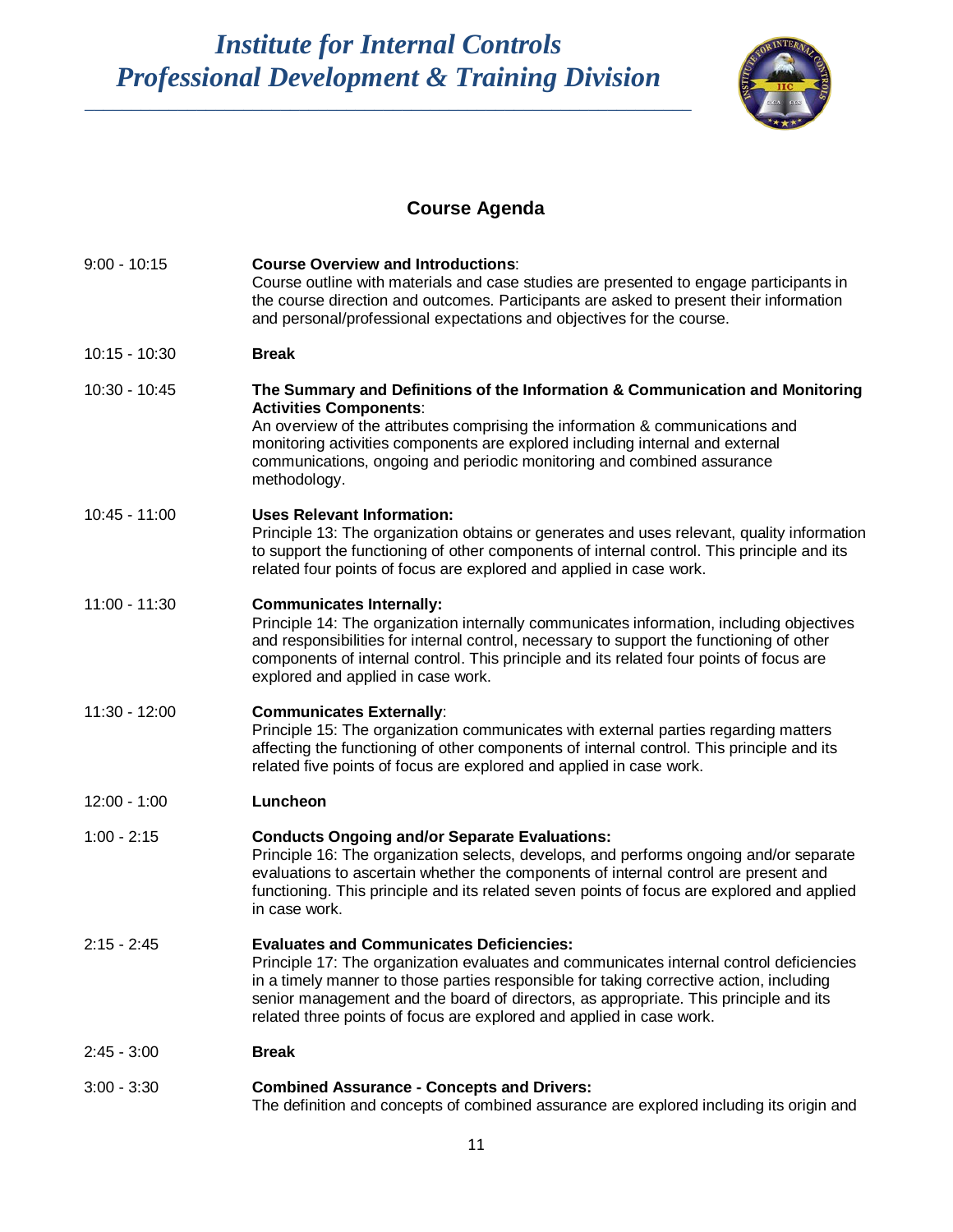## Course Agenda

| | |
|---|---|
| 9:00 - 10:15 | **Course Overview and Introductions**: Course outline with materials and case studies are presented to engage participants in the course direction and outcomes. Participants are asked to present their information and personal/professional expectations and objectives for the course. |
| 10:15 - 10:30 | **Break** |
| 10:30 - 10:45 | **The Summary and Definitions of the Information & Communication and Monitoring Activities Components**: An overview of the attributes comprising the information & communications and monitoring activities components are explored including internal and external communications, ongoing and periodic monitoring and combined assurance methodology. |
| 10:45 - 11:00 | **Uses Relevant Information:** Principle 13: The organization obtains or generates and uses relevant, quality information to support the functioning of other components of internal control. This principle and its related four points of focus are explored and applied in case work. |
| 11:00 - 11:30 | **Communicates Internally:** Principle 14: The organization internally communicates information, including objectives and responsibilities for internal control, necessary to support the functioning of other components of internal control. This principle and its related four points of focus are explored and applied in case work. |
| 11:30 - 12:00 | **Communicates Externally**: Principle 15: The organization communicates with external parties regarding matters affecting the functioning of other components of internal control. This principle and its related five points of focus are explored and applied in case work. |
| 12:00 - 1:00 | **Luncheon** |
| 1:00 - 2:15 | **Conducts Ongoing and/or Separate Evaluations:** Principle 16: The organization selects, develops, and performs ongoing and/or separate evaluations to ascertain whether the components of internal control are present and functioning. This principle and its related seven points of focus are explored and applied in case work. |
| 2:15 - 2:45 | **Evaluates and Communicates Deficiencies:** Principle 17: The organization evaluates and communicates internal control deficiencies in a timely manner to those parties responsible for taking corrective action, including senior management and the board of directors, as appropriate. This principle and its related three points of focus are explored and applied in case work. |
| 2:45 - 3:00 | **Break** |
| 3:00 - 3:30 | **Combined Assurance - Concepts and Drivers:** The definition and concepts of combined assurance are explored including its origin and |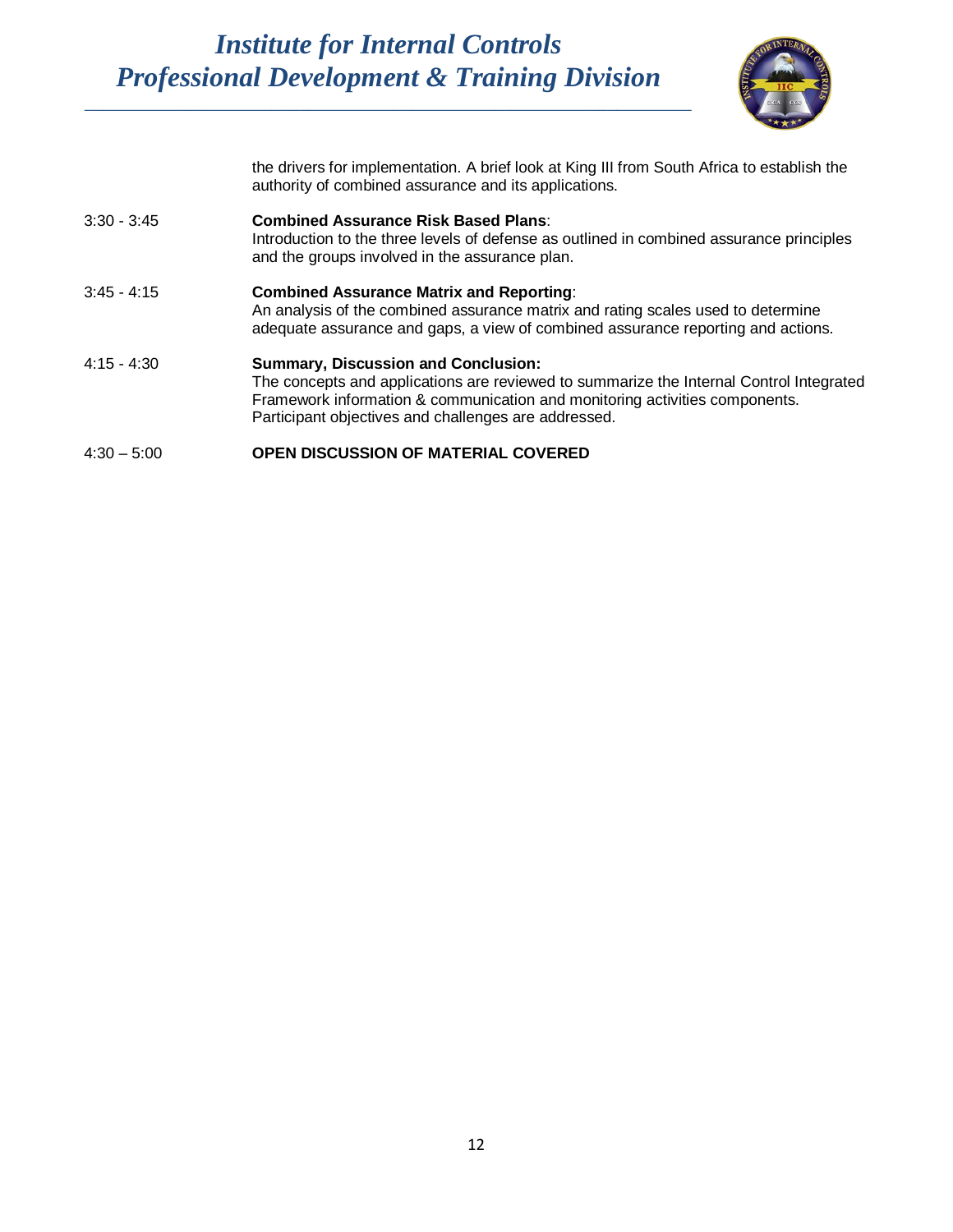the drivers for implementation. A brief look at King III from South Africa to establish the authority of combined assurance and its applications.

| | |
|---|---|
| 3:30 - 3:45 | **Combined Assurance Risk Based Plans**: Introduction to the three levels of defense as outlined in combined assurance principles and the groups involved in the assurance plan. |
| 3:45 - 4:15 | **Combined Assurance Matrix and Reporting**: An analysis of the combined assurance matrix and rating scales used to determine adequate assurance and gaps, a view of combined assurance reporting and actions. |
| 4:15 - 4:30 | **Summary, Discussion and Conclusion:** The concepts and applications are reviewed to summarize the Internal Control Integrated Framework information & communication and monitoring activities components. Participant objectives and challenges are addressed. |
| 4:30 – 5:00 | **OPEN DISCUSSION OF MATERIAL COVERED** |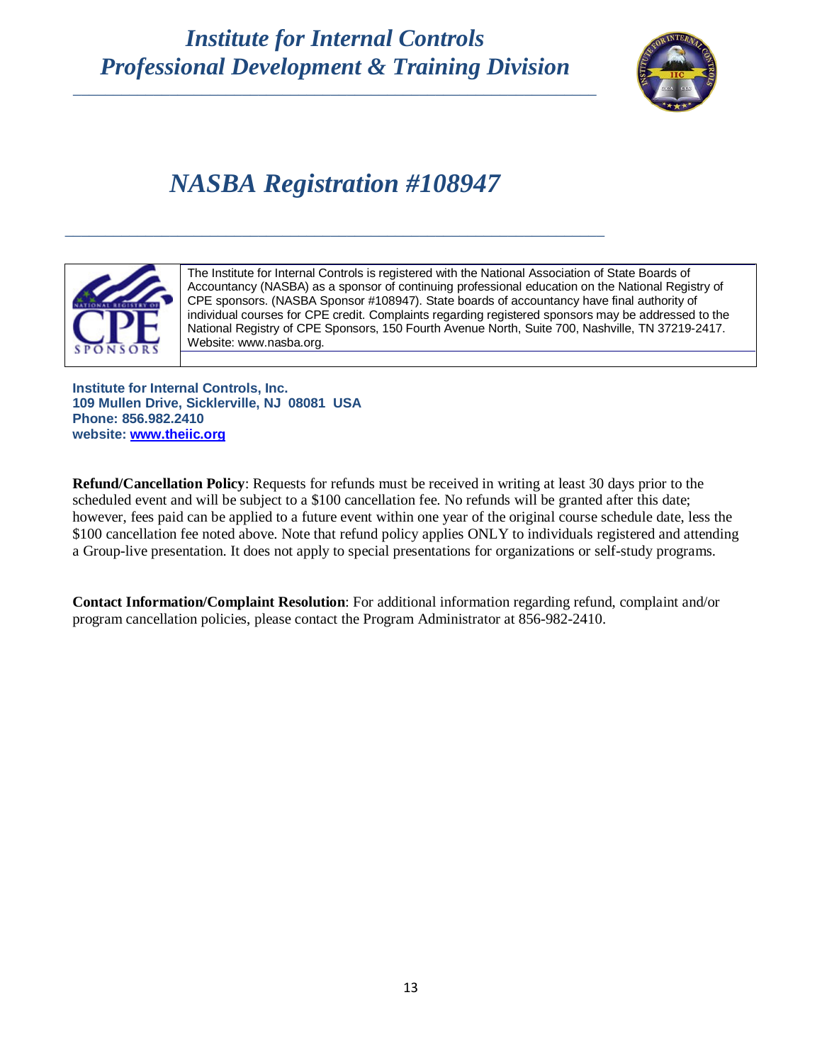# *Institute for Internal Controls*
# *Professional Development & Training Division*

## *NASBA Registration #108947*

The Institute for Internal Controls is registered with the National Association of State Boards of Accountancy (NASBA) as a sponsor of continuing professional education on the National Registry of CPE sponsors. (NASBA Sponsor #108947). State boards of accountancy have final authority of individual courses for CPE credit. Complaints regarding registered sponsors may be addressed to the National Registry of CPE Sponsors, 150 Fourth Avenue North, Suite 700, Nashville, TN 37219-2417. Website: www.nasba.org.

**Institute for Internal Controls, Inc.**
**109 Mullen Drive, Sicklerville, NJ 08081 USA**
**Phone: 856.982.2410**
**website: [www.theiic.org](http://www.theiic.org)**

**Refund/Cancellation Policy**: Requests for refunds must be received in writing at least 30 days prior to the scheduled event and will be subject to a $100 cancellation fee. No refunds will be granted after this date; however, fees paid can be applied to a future event within one year of the original course schedule date, less the $100 cancellation fee noted above. Note that refund policy applies ONLY to individuals registered and attending a Group-live presentation. It does not apply to special presentations for organizations or self-study programs.

**Contact Information/Complaint Resolution**: For additional information regarding refund, complaint and/or program cancellation policies, please contact the Program Administrator at 856-982-2410.